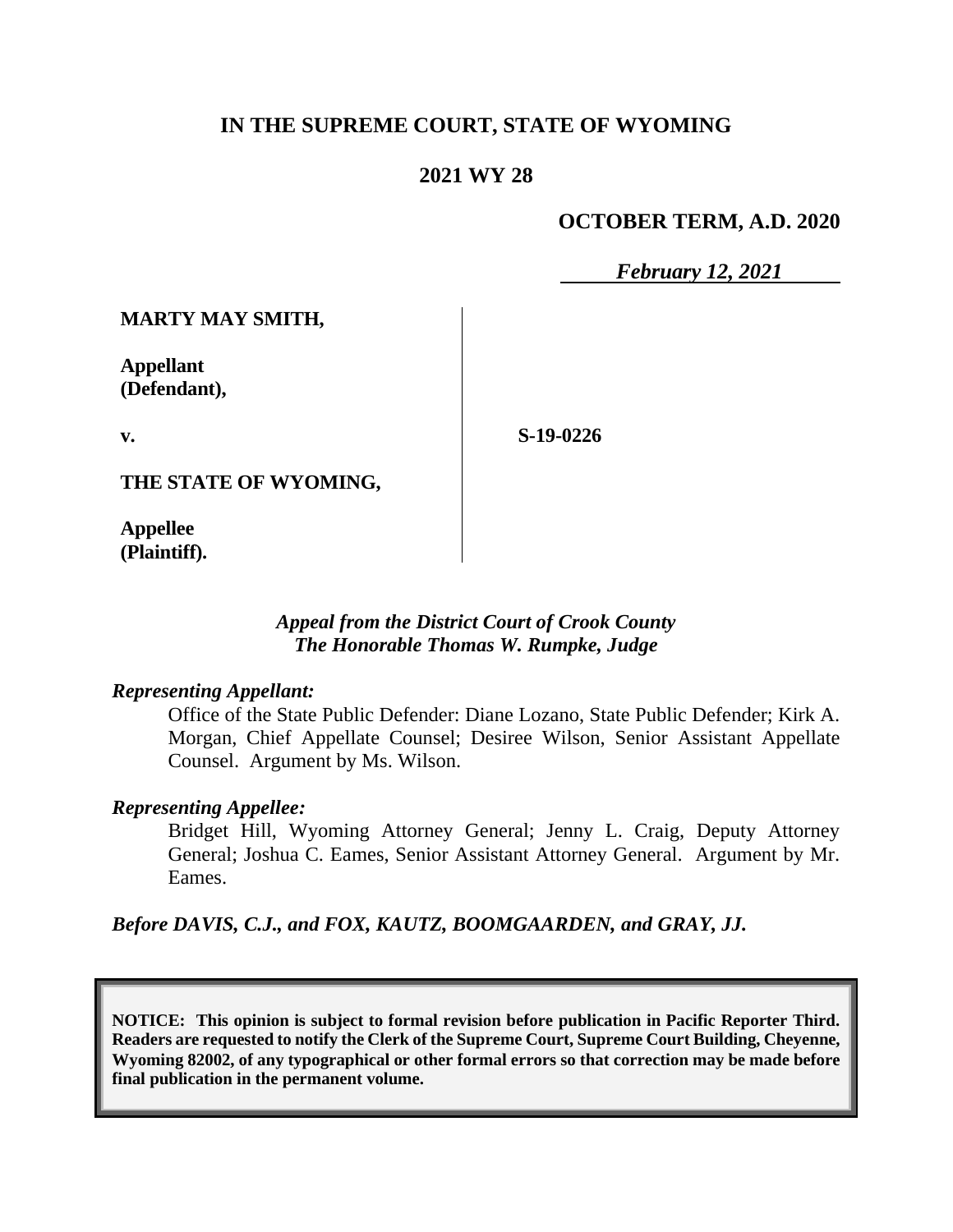# IN THE SUPREME COURT, STATE OF WYOMING

## 2021 WY 28

**OCTOBER TERM, A.D. 2020**

***February 12, 2021***

**MARTY MAY SMITH,**

**Appellant (Defendant),**

**v.**

**S-19-0226**

**THE STATE OF WYOMING,**

**Appellee (Plaintiff).**

*Appeal from the District Court of Crook County*
*The Honorable Thomas W. Rumpke, Judge*

*Representing Appellant:*

Office of the State Public Defender: Diane Lozano, State Public Defender; Kirk A. Morgan, Chief Appellate Counsel; Desiree Wilson, Senior Assistant Appellate Counsel. Argument by Ms. Wilson.

*Representing Appellee:*

Bridget Hill, Wyoming Attorney General; Jenny L. Craig, Deputy Attorney General; Joshua C. Eames, Senior Assistant Attorney General. Argument by Mr. Eames.

*Before DAVIS, C.J., and FOX, KAUTZ, BOOMGAARDEN, and GRAY, JJ.*

**NOTICE: This opinion is subject to formal revision before publication in Pacific Reporter Third. Readers are requested to notify the Clerk of the Supreme Court, Supreme Court Building, Cheyenne, Wyoming 82002, of any typographical or other formal errors so that correction may be made before final publication in the permanent volume.**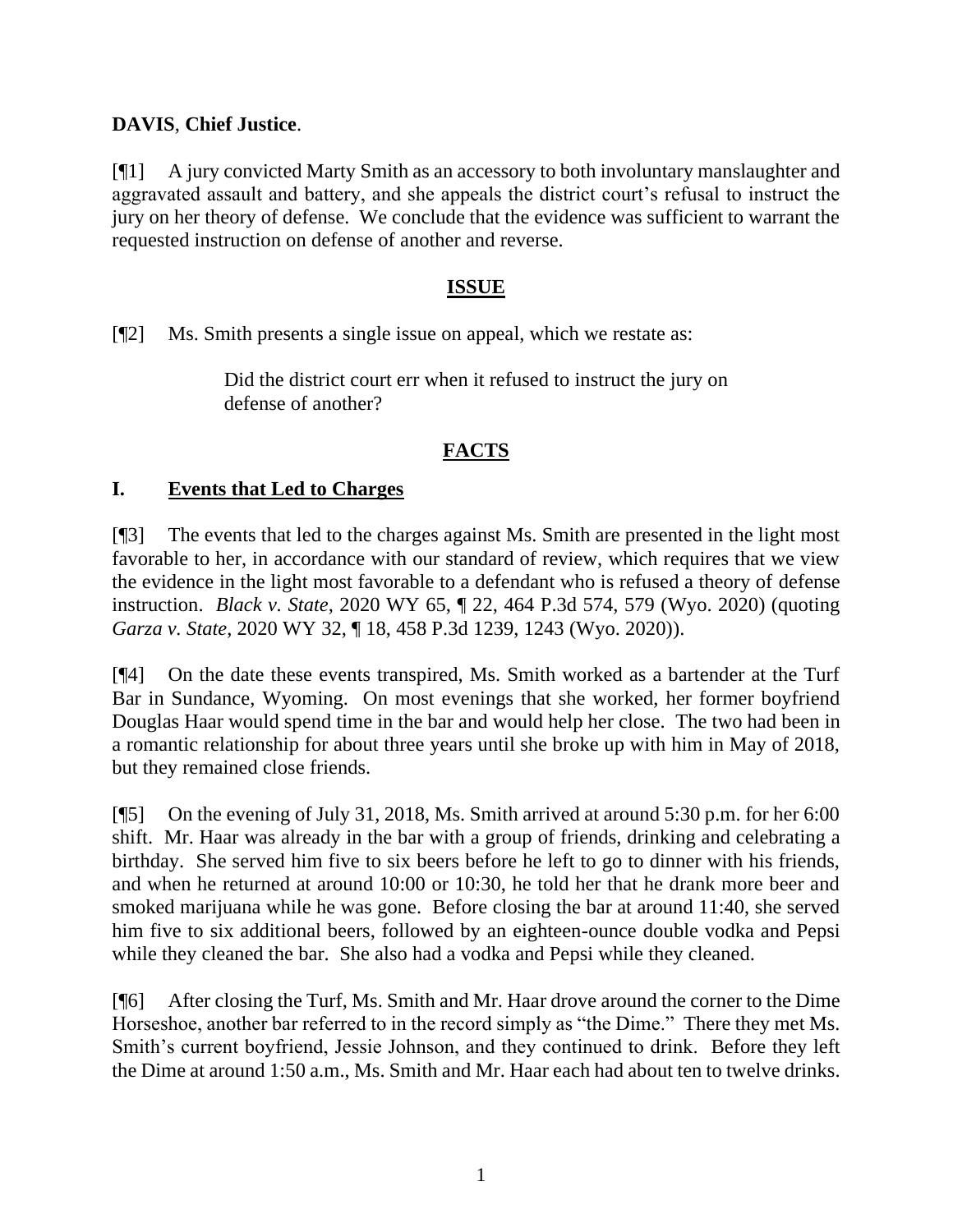**DAVIS**, **Chief Justice**.

[¶1] A jury convicted Marty Smith as an accessory to both involuntary manslaughter and aggravated assault and battery, and she appeals the district court's refusal to instruct the jury on her theory of defense. We conclude that the evidence was sufficient to warrant the requested instruction on defense of another and reverse.

## ISSUE

[¶2] Ms. Smith presents a single issue on appeal, which we restate as:

> Did the district court err when it refused to instruct the jury on defense of another?

## FACTS

### I. Events that Led to Charges

[¶3] The events that led to the charges against Ms. Smith are presented in the light most favorable to her, in accordance with our standard of review, which requires that we view the evidence in the light most favorable to a defendant who is refused a theory of defense instruction. *Black v. State*, 2020 WY 65, ¶ 22, 464 P.3d 574, 579 (Wyo. 2020) (quoting *Garza v. State*, 2020 WY 32, ¶ 18, 458 P.3d 1239, 1243 (Wyo. 2020)).

[¶4] On the date these events transpired, Ms. Smith worked as a bartender at the Turf Bar in Sundance, Wyoming. On most evenings that she worked, her former boyfriend Douglas Haar would spend time in the bar and would help her close. The two had been in a romantic relationship for about three years until she broke up with him in May of 2018, but they remained close friends.

[¶5] On the evening of July 31, 2018, Ms. Smith arrived at around 5:30 p.m. for her 6:00 shift. Mr. Haar was already in the bar with a group of friends, drinking and celebrating a birthday. She served him five to six beers before he left to go to dinner with his friends, and when he returned at around 10:00 or 10:30, he told her that he drank more beer and smoked marijuana while he was gone. Before closing the bar at around 11:40, she served him five to six additional beers, followed by an eighteen-ounce double vodka and Pepsi while they cleaned the bar. She also had a vodka and Pepsi while they cleaned.

[¶6] After closing the Turf, Ms. Smith and Mr. Haar drove around the corner to the Dime Horseshoe, another bar referred to in the record simply as "the Dime." There they met Ms. Smith's current boyfriend, Jessie Johnson, and they continued to drink. Before they left the Dime at around 1:50 a.m., Ms. Smith and Mr. Haar each had about ten to twelve drinks.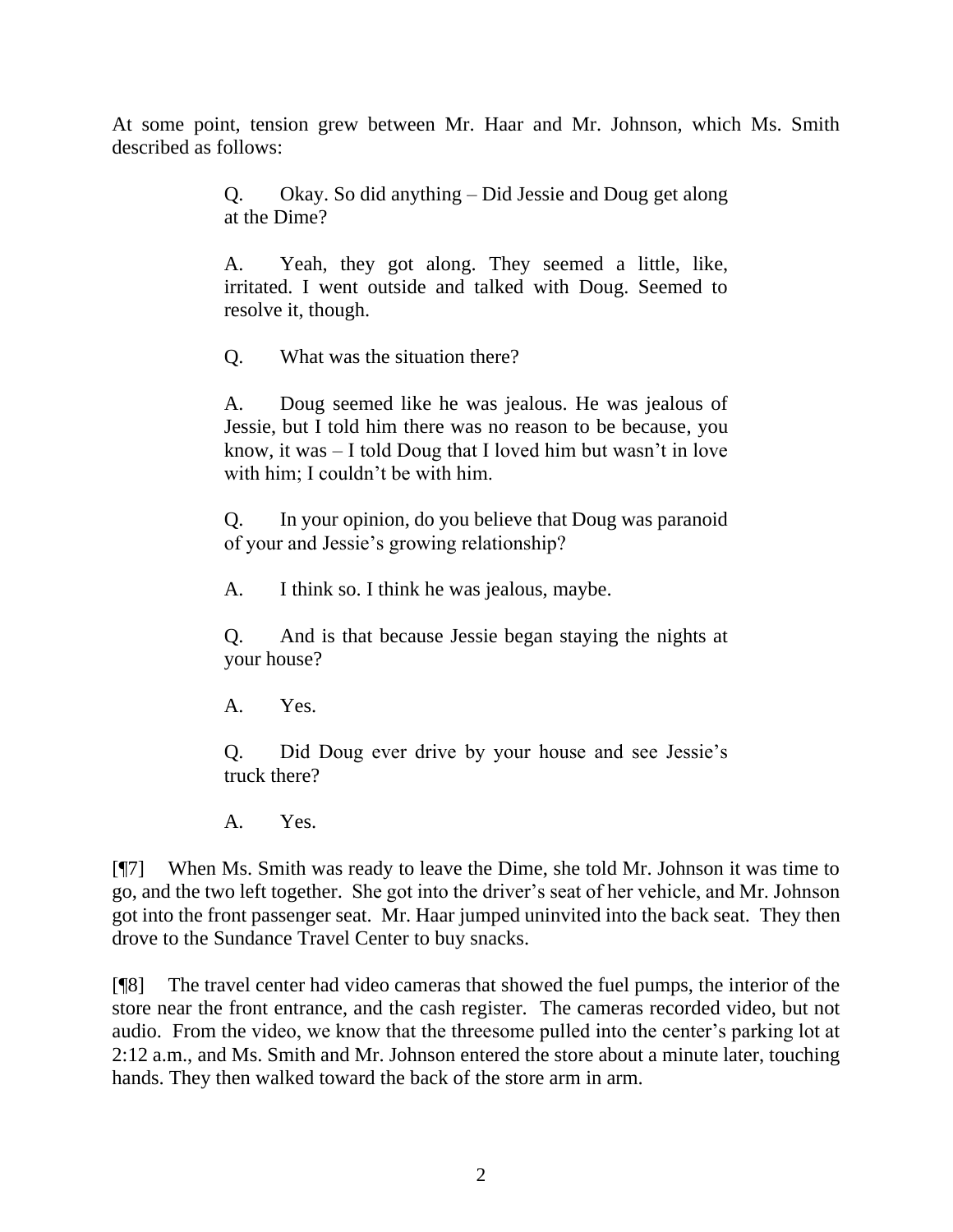At some point, tension grew between Mr. Haar and Mr. Johnson, which Ms. Smith described as follows:

> Q. Okay. So did anything – Did Jessie and Doug get along at the Dime?
>
> A. Yeah, they got along. They seemed a little, like, irritated. I went outside and talked with Doug. Seemed to resolve it, though.
>
> Q. What was the situation there?
>
> A. Doug seemed like he was jealous. He was jealous of Jessie, but I told him there was no reason to be because, you know, it was – I told Doug that I loved him but wasn't in love with him; I couldn't be with him.
>
> Q. In your opinion, do you believe that Doug was paranoid of your and Jessie's growing relationship?
>
> A. I think so. I think he was jealous, maybe.
>
> Q. And is that because Jessie began staying the nights at your house?
>
> A. Yes.
>
> Q. Did Doug ever drive by your house and see Jessie's truck there?
>
> A. Yes.

[¶7] When Ms. Smith was ready to leave the Dime, she told Mr. Johnson it was time to go, and the two left together. She got into the driver's seat of her vehicle, and Mr. Johnson got into the front passenger seat. Mr. Haar jumped uninvited into the back seat. They then drove to the Sundance Travel Center to buy snacks.

[¶8] The travel center had video cameras that showed the fuel pumps, the interior of the store near the front entrance, and the cash register. The cameras recorded video, but not audio. From the video, we know that the threesome pulled into the center's parking lot at 2:12 a.m., and Ms. Smith and Mr. Johnson entered the store about a minute later, touching hands. They then walked toward the back of the store arm in arm.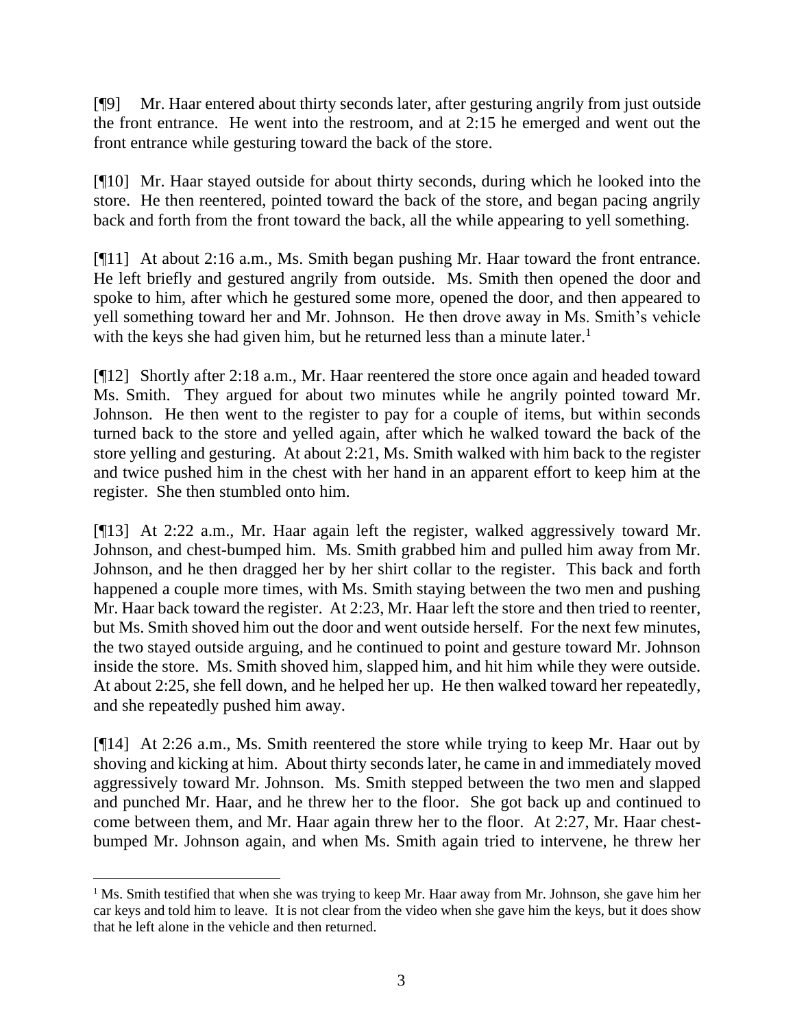[¶9] Mr. Haar entered about thirty seconds later, after gesturing angrily from just outside the front entrance. He went into the restroom, and at 2:15 he emerged and went out the front entrance while gesturing toward the back of the store.

[¶10] Mr. Haar stayed outside for about thirty seconds, during which he looked into the store. He then reentered, pointed toward the back of the store, and began pacing angrily back and forth from the front toward the back, all the while appearing to yell something.

[¶11] At about 2:16 a.m., Ms. Smith began pushing Mr. Haar toward the front entrance. He left briefly and gestured angrily from outside. Ms. Smith then opened the door and spoke to him, after which he gestured some more, opened the door, and then appeared to yell something toward her and Mr. Johnson. He then drove away in Ms. Smith's vehicle with the keys she had given him, but he returned less than a minute later.[1]

[¶12] Shortly after 2:18 a.m., Mr. Haar reentered the store once again and headed toward Ms. Smith. They argued for about two minutes while he angrily pointed toward Mr. Johnson. He then went to the register to pay for a couple of items, but within seconds turned back to the store and yelled again, after which he walked toward the back of the store yelling and gesturing. At about 2:21, Ms. Smith walked with him back to the register and twice pushed him in the chest with her hand in an apparent effort to keep him at the register. She then stumbled onto him.

[¶13] At 2:22 a.m., Mr. Haar again left the register, walked aggressively toward Mr. Johnson, and chest-bumped him. Ms. Smith grabbed him and pulled him away from Mr. Johnson, and he then dragged her by her shirt collar to the register. This back and forth happened a couple more times, with Ms. Smith staying between the two men and pushing Mr. Haar back toward the register. At 2:23, Mr. Haar left the store and then tried to reenter, but Ms. Smith shoved him out the door and went outside herself. For the next few minutes, the two stayed outside arguing, and he continued to point and gesture toward Mr. Johnson inside the store. Ms. Smith shoved him, slapped him, and hit him while they were outside. At about 2:25, she fell down, and he helped her up. He then walked toward her repeatedly, and she repeatedly pushed him away.

[¶14] At 2:26 a.m., Ms. Smith reentered the store while trying to keep Mr. Haar out by shoving and kicking at him. About thirty seconds later, he came in and immediately moved aggressively toward Mr. Johnson. Ms. Smith stepped between the two men and slapped and punched Mr. Haar, and he threw her to the floor. She got back up and continued to come between them, and Mr. Haar again threw her to the floor. At 2:27, Mr. Haar chest-bumped Mr. Johnson again, and when Ms. Smith again tried to intervene, he threw her

[1] Ms. Smith testified that when she was trying to keep Mr. Haar away from Mr. Johnson, she gave him her car keys and told him to leave. It is not clear from the video when she gave him the keys, but it does show that he left alone in the vehicle and then returned.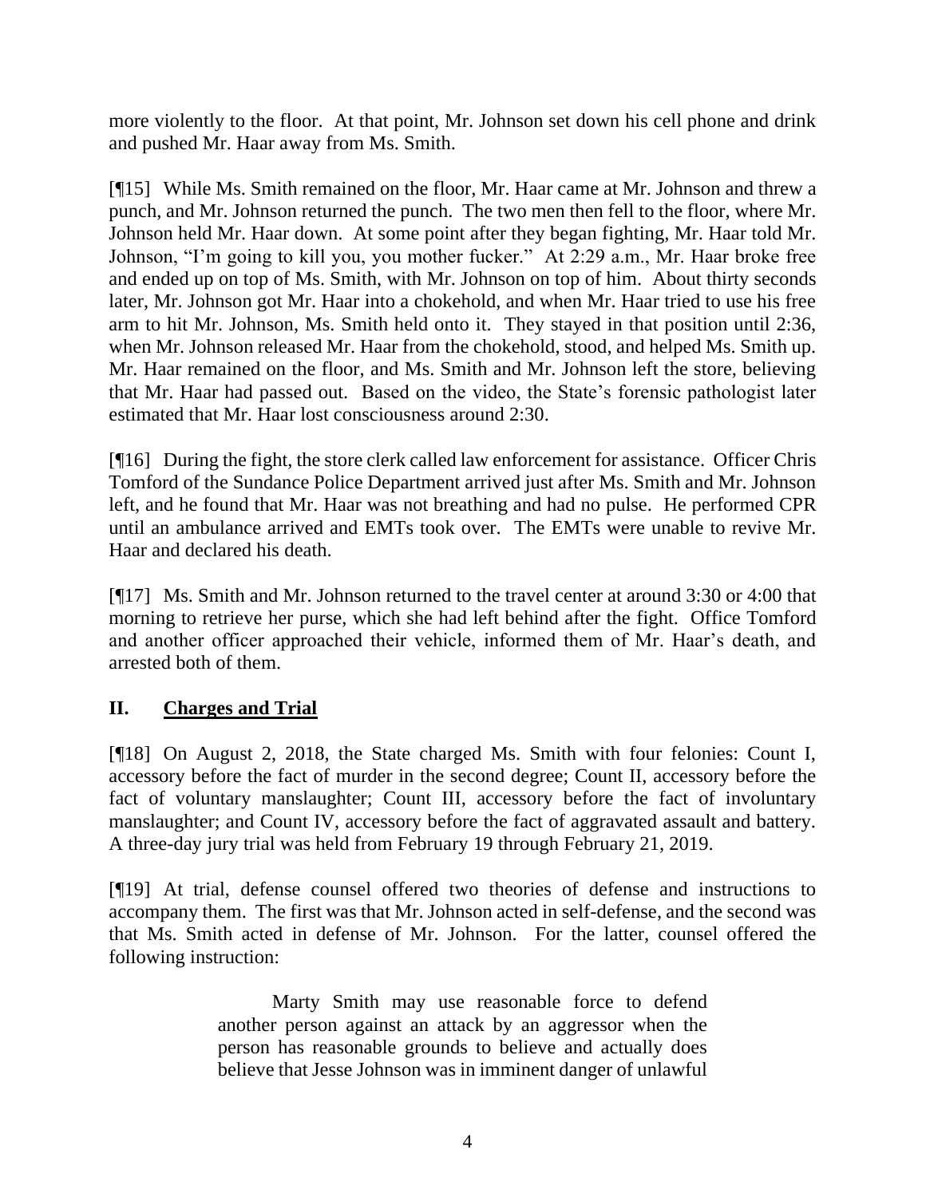more violently to the floor. At that point, Mr. Johnson set down his cell phone and drink and pushed Mr. Haar away from Ms. Smith.

[¶15] While Ms. Smith remained on the floor, Mr. Haar came at Mr. Johnson and threw a punch, and Mr. Johnson returned the punch. The two men then fell to the floor, where Mr. Johnson held Mr. Haar down. At some point after they began fighting, Mr. Haar told Mr. Johnson, "I'm going to kill you, you mother fucker." At 2:29 a.m., Mr. Haar broke free and ended up on top of Ms. Smith, with Mr. Johnson on top of him. About thirty seconds later, Mr. Johnson got Mr. Haar into a chokehold, and when Mr. Haar tried to use his free arm to hit Mr. Johnson, Ms. Smith held onto it. They stayed in that position until 2:36, when Mr. Johnson released Mr. Haar from the chokehold, stood, and helped Ms. Smith up. Mr. Haar remained on the floor, and Ms. Smith and Mr. Johnson left the store, believing that Mr. Haar had passed out. Based on the video, the State's forensic pathologist later estimated that Mr. Haar lost consciousness around 2:30.

[¶16] During the fight, the store clerk called law enforcement for assistance. Officer Chris Tomford of the Sundance Police Department arrived just after Ms. Smith and Mr. Johnson left, and he found that Mr. Haar was not breathing and had no pulse. He performed CPR until an ambulance arrived and EMTs took over. The EMTs were unable to revive Mr. Haar and declared his death.

[¶17] Ms. Smith and Mr. Johnson returned to the travel center at around 3:30 or 4:00 that morning to retrieve her purse, which she had left behind after the fight. Office Tomford and another officer approached their vehicle, informed them of Mr. Haar's death, and arrested both of them.

## II. Charges and Trial

[¶18] On August 2, 2018, the State charged Ms. Smith with four felonies: Count I, accessory before the fact of murder in the second degree; Count II, accessory before the fact of voluntary manslaughter; Count III, accessory before the fact of involuntary manslaughter; and Count IV, accessory before the fact of aggravated assault and battery. A three-day jury trial was held from February 19 through February 21, 2019.

[¶19] At trial, defense counsel offered two theories of defense and instructions to accompany them. The first was that Mr. Johnson acted in self-defense, and the second was that Ms. Smith acted in defense of Mr. Johnson. For the latter, counsel offered the following instruction:

> Marty Smith may use reasonable force to defend another person against an attack by an aggressor when the person has reasonable grounds to believe and actually does believe that Jesse Johnson was in imminent danger of unlawful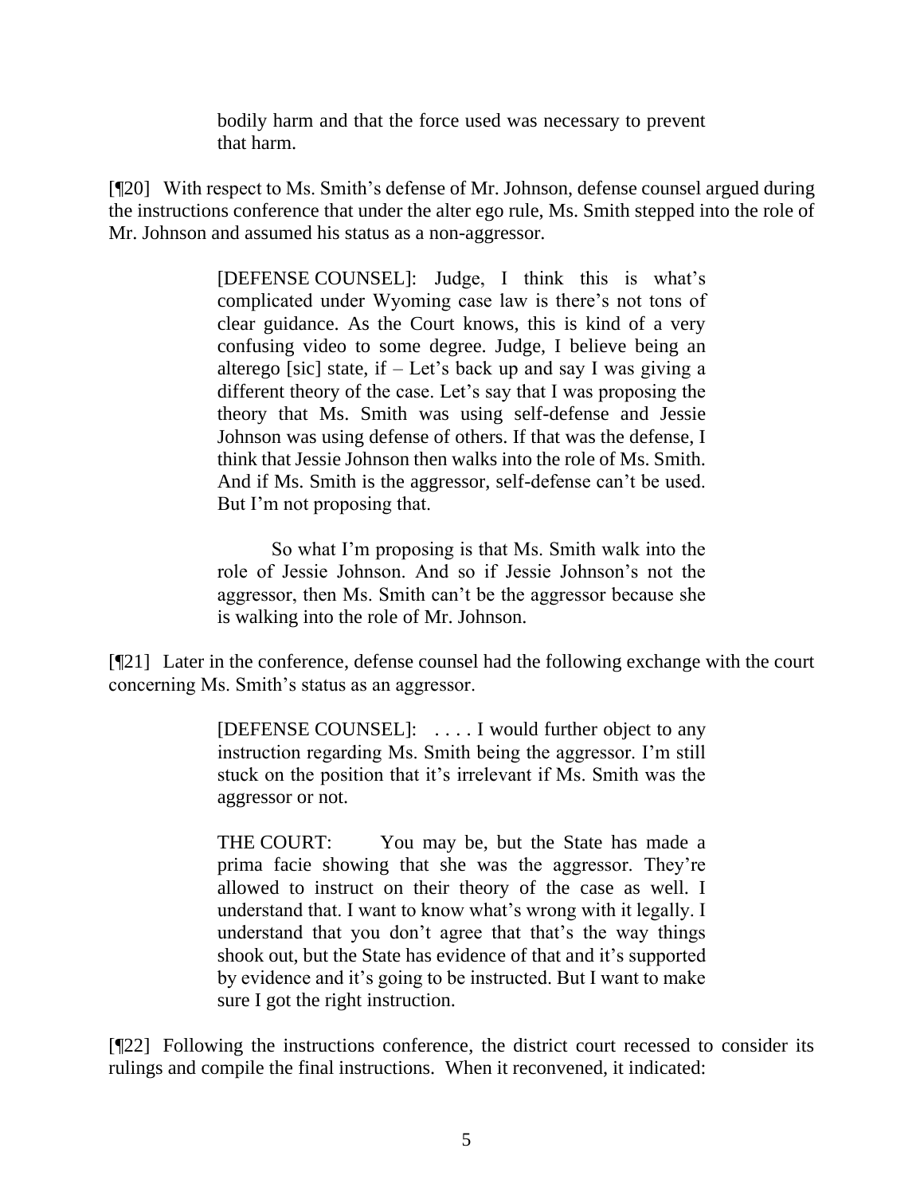> bodily harm and that the force used was necessary to prevent that harm.

[¶20] With respect to Ms. Smith's defense of Mr. Johnson, defense counsel argued during the instructions conference that under the alter ego rule, Ms. Smith stepped into the role of Mr. Johnson and assumed his status as a non-aggressor.

> [DEFENSE COUNSEL]: Judge, I think this is what's complicated under Wyoming case law is there's not tons of clear guidance. As the Court knows, this is kind of a very confusing video to some degree. Judge, I believe being an alterego [sic] state, if – Let's back up and say I was giving a different theory of the case. Let's say that I was proposing the theory that Ms. Smith was using self-defense and Jessie Johnson was using defense of others. If that was the defense, I think that Jessie Johnson then walks into the role of Ms. Smith. And if Ms. Smith is the aggressor, self-defense can't be used. But I'm not proposing that.
>
> So what I'm proposing is that Ms. Smith walk into the role of Jessie Johnson. And so if Jessie Johnson's not the aggressor, then Ms. Smith can't be the aggressor because she is walking into the role of Mr. Johnson.

[¶21] Later in the conference, defense counsel had the following exchange with the court concerning Ms. Smith's status as an aggressor.

> [DEFENSE COUNSEL]: . . . . I would further object to any instruction regarding Ms. Smith being the aggressor. I'm still stuck on the position that it's irrelevant if Ms. Smith was the aggressor or not.
>
> THE COURT: You may be, but the State has made a prima facie showing that she was the aggressor. They're allowed to instruct on their theory of the case as well. I understand that. I want to know what's wrong with it legally. I understand that you don't agree that that's the way things shook out, but the State has evidence of that and it's supported by evidence and it's going to be instructed. But I want to make sure I got the right instruction.

[¶22] Following the instructions conference, the district court recessed to consider its rulings and compile the final instructions. When it reconvened, it indicated: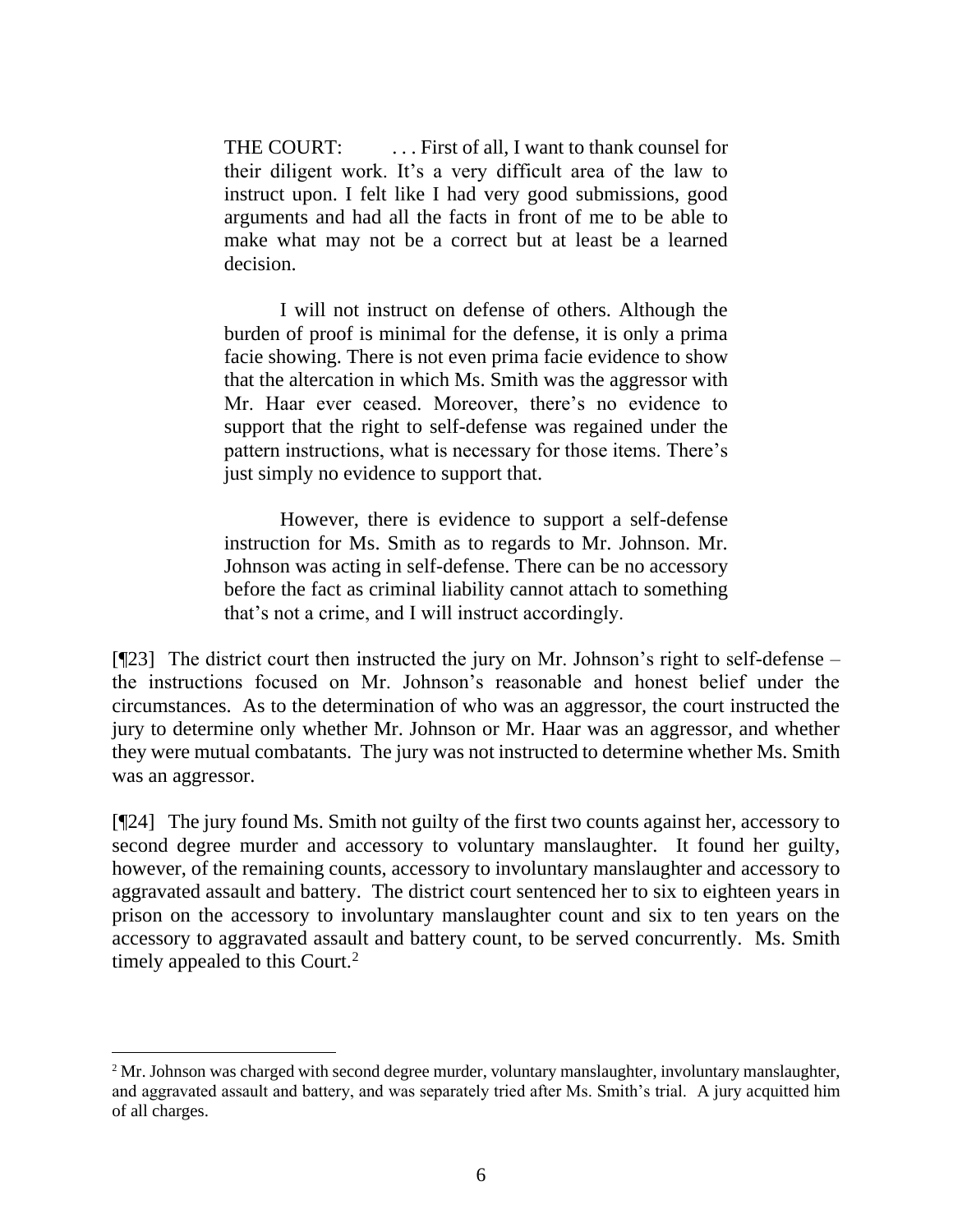> THE COURT: . . . First of all, I want to thank counsel for their diligent work. It's a very difficult area of the law to instruct upon. I felt like I had very good submissions, good arguments and had all the facts in front of me to be able to make what may not be a correct but at least be a learned decision.
>
> I will not instruct on defense of others. Although the burden of proof is minimal for the defense, it is only a prima facie showing. There is not even prima facie evidence to show that the altercation in which Ms. Smith was the aggressor with Mr. Haar ever ceased. Moreover, there's no evidence to support that the right to self-defense was regained under the pattern instructions, what is necessary for those items. There's just simply no evidence to support that.
>
> However, there is evidence to support a self-defense instruction for Ms. Smith as to regards to Mr. Johnson. Mr. Johnson was acting in self-defense. There can be no accessory before the fact as criminal liability cannot attach to something that's not a crime, and I will instruct accordingly.

[¶23] The district court then instructed the jury on Mr. Johnson's right to self-defense – the instructions focused on Mr. Johnson's reasonable and honest belief under the circumstances. As to the determination of who was an aggressor, the court instructed the jury to determine only whether Mr. Johnson or Mr. Haar was an aggressor, and whether they were mutual combatants. The jury was not instructed to determine whether Ms. Smith was an aggressor.

[¶24] The jury found Ms. Smith not guilty of the first two counts against her, accessory to second degree murder and accessory to voluntary manslaughter. It found her guilty, however, of the remaining counts, accessory to involuntary manslaughter and accessory to aggravated assault and battery. The district court sentenced her to six to eighteen years in prison on the accessory to involuntary manslaughter count and six to ten years on the accessory to aggravated assault and battery count, to be served concurrently. Ms. Smith timely appealed to this Court.[2]

---

[2] Mr. Johnson was charged with second degree murder, voluntary manslaughter, involuntary manslaughter, and aggravated assault and battery, and was separately tried after Ms. Smith's trial. A jury acquitted him of all charges.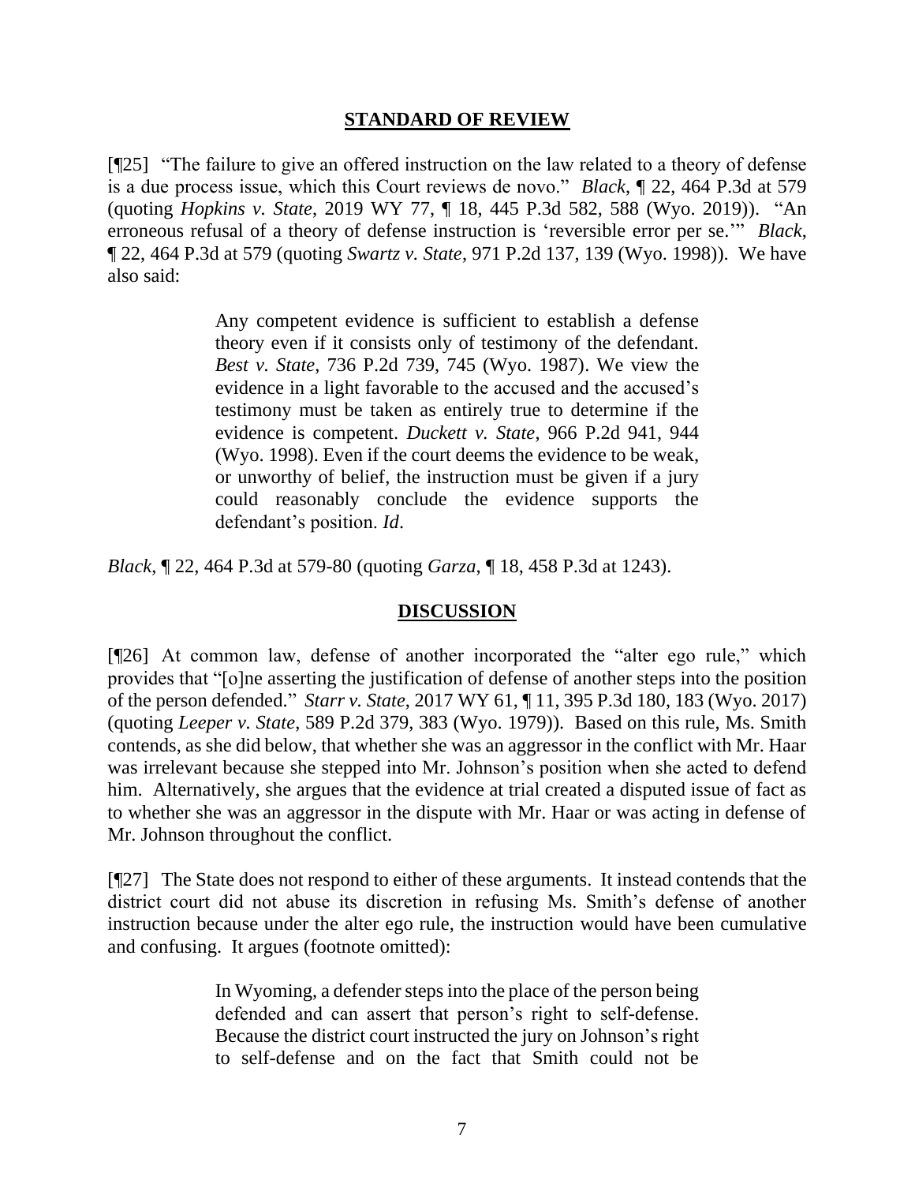## STANDARD OF REVIEW

[¶25] "The failure to give an offered instruction on the law related to a theory of defense is a due process issue, which this Court reviews de novo." *Black*, ¶ 22, 464 P.3d at 579 (quoting *Hopkins v. State*, 2019 WY 77, ¶ 18, 445 P.3d 582, 588 (Wyo. 2019)). "An erroneous refusal of a theory of defense instruction is 'reversible error per se.'" *Black*, ¶ 22, 464 P.3d at 579 (quoting *Swartz v. State*, 971 P.2d 137, 139 (Wyo. 1998)). We have also said:

> Any competent evidence is sufficient to establish a defense theory even if it consists only of testimony of the defendant. *Best v. State*, 736 P.2d 739, 745 (Wyo. 1987). We view the evidence in a light favorable to the accused and the accused's testimony must be taken as entirely true to determine if the evidence is competent. *Duckett v. State*, 966 P.2d 941, 944 (Wyo. 1998). Even if the court deems the evidence to be weak, or unworthy of belief, the instruction must be given if a jury could reasonably conclude the evidence supports the defendant's position. *Id*.

*Black*, ¶ 22, 464 P.3d at 579-80 (quoting *Garza*, ¶ 18, 458 P.3d at 1243).

## DISCUSSION

[¶26] At common law, defense of another incorporated the "alter ego rule," which provides that "[o]ne asserting the justification of defense of another steps into the position of the person defended." *Starr v. State*, 2017 WY 61, ¶ 11, 395 P.3d 180, 183 (Wyo. 2017) (quoting *Leeper v. State*, 589 P.2d 379, 383 (Wyo. 1979)). Based on this rule, Ms. Smith contends, as she did below, that whether she was an aggressor in the conflict with Mr. Haar was irrelevant because she stepped into Mr. Johnson's position when she acted to defend him. Alternatively, she argues that the evidence at trial created a disputed issue of fact as to whether she was an aggressor in the dispute with Mr. Haar or was acting in defense of Mr. Johnson throughout the conflict.

[¶27] The State does not respond to either of these arguments. It instead contends that the district court did not abuse its discretion in refusing Ms. Smith's defense of another instruction because under the alter ego rule, the instruction would have been cumulative and confusing. It argues (footnote omitted):

> In Wyoming, a defender steps into the place of the person being defended and can assert that person's right to self-defense. Because the district court instructed the jury on Johnson's right to self-defense and on the fact that Smith could not be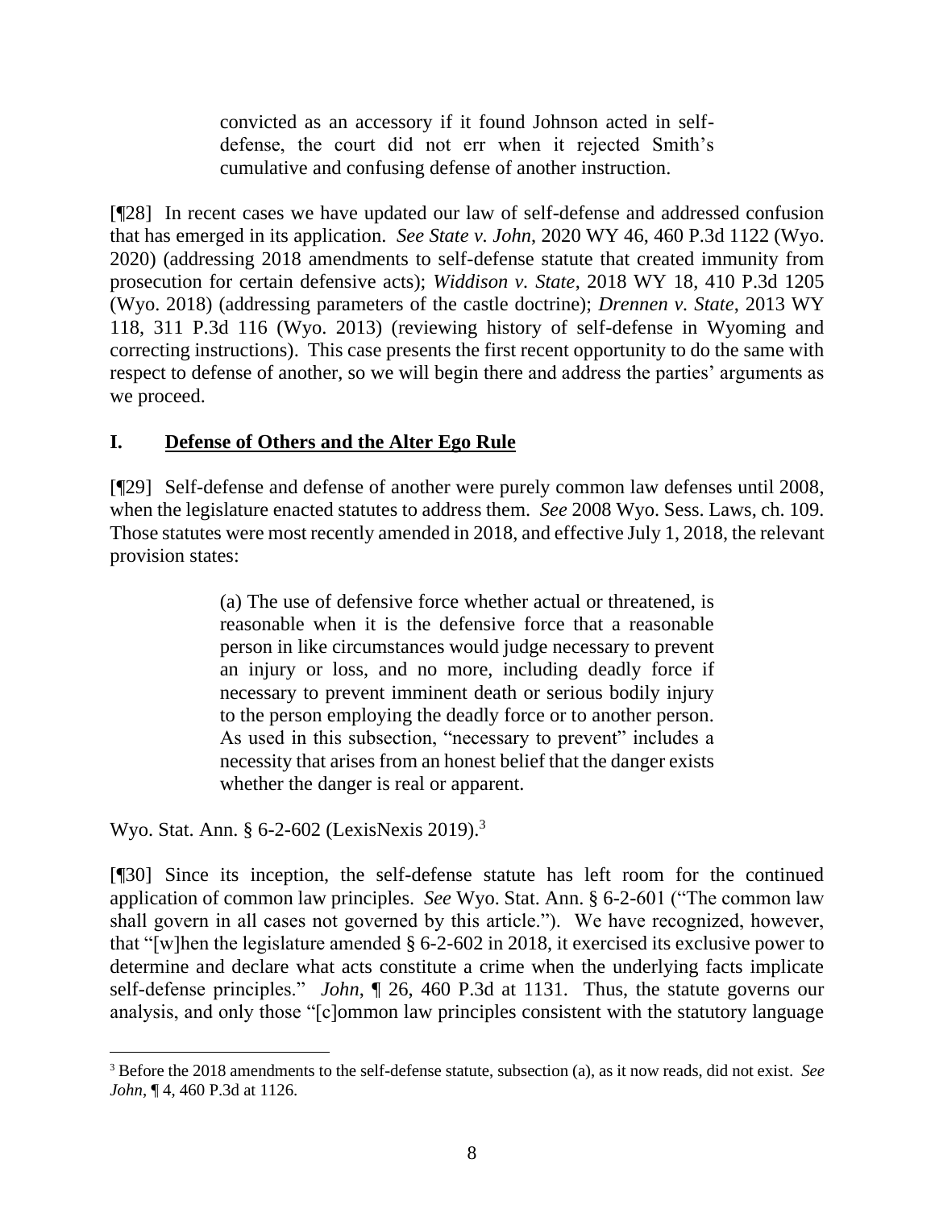> convicted as an accessory if it found Johnson acted in self-defense, the court did not err when it rejected Smith's cumulative and confusing defense of another instruction.

[¶28] In recent cases we have updated our law of self-defense and addressed confusion that has emerged in its application. *See State v. John*, 2020 WY 46, 460 P.3d 1122 (Wyo. 2020) (addressing 2018 amendments to self-defense statute that created immunity from prosecution for certain defensive acts); *Widdison v. State*, 2018 WY 18, 410 P.3d 1205 (Wyo. 2018) (addressing parameters of the castle doctrine); *Drennen v. State*, 2013 WY 118, 311 P.3d 116 (Wyo. 2013) (reviewing history of self-defense in Wyoming and correcting instructions). This case presents the first recent opportunity to do the same with respect to defense of another, so we will begin there and address the parties' arguments as we proceed.

## I. **Defense of Others and the Alter Ego Rule**

[¶29] Self-defense and defense of another were purely common law defenses until 2008, when the legislature enacted statutes to address them. *See* 2008 Wyo. Sess. Laws, ch. 109. Those statutes were most recently amended in 2018, and effective July 1, 2018, the relevant provision states:

> (a) The use of defensive force whether actual or threatened, is reasonable when it is the defensive force that a reasonable person in like circumstances would judge necessary to prevent an injury or loss, and no more, including deadly force if necessary to prevent imminent death or serious bodily injury to the person employing the deadly force or to another person. As used in this subsection, "necessary to prevent" includes a necessity that arises from an honest belief that the danger exists whether the danger is real or apparent.

Wyo. Stat. Ann. § 6-2-602 (LexisNexis 2019).[3]

[¶30] Since its inception, the self-defense statute has left room for the continued application of common law principles. *See* Wyo. Stat. Ann. § 6-2-601 ("The common law shall govern in all cases not governed by this article."). We have recognized, however, that "[w]hen the legislature amended § 6-2-602 in 2018, it exercised its exclusive power to determine and declare what acts constitute a crime when the underlying facts implicate self-defense principles." *John*, ¶ 26, 460 P.3d at 1131. Thus, the statute governs our analysis, and only those "[c]ommon law principles consistent with the statutory language

---

[3] Before the 2018 amendments to the self-defense statute, subsection (a), as it now reads, did not exist. *See John*, ¶ 4, 460 P.3d at 1126.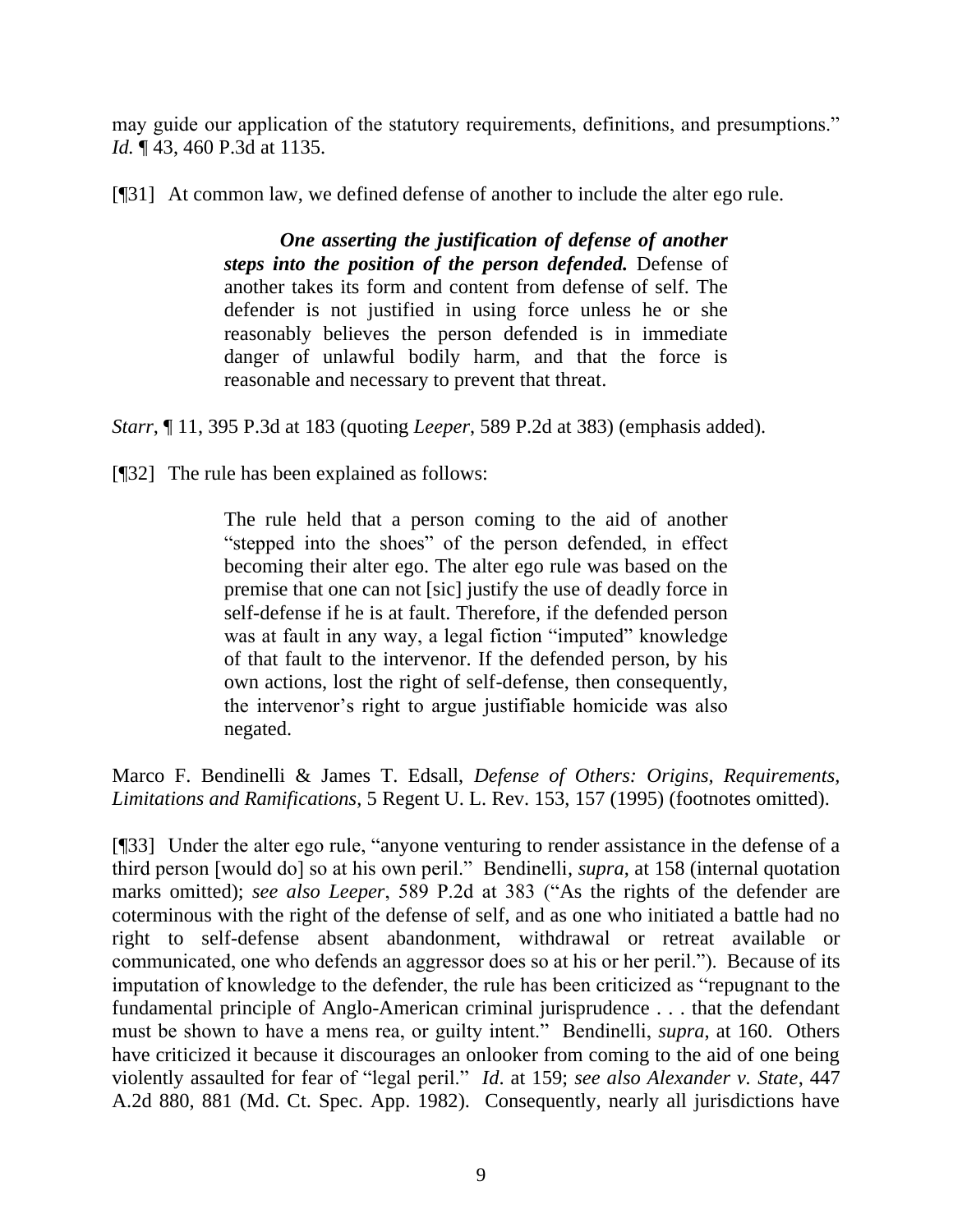may guide our application of the statutory requirements, definitions, and presumptions." *Id.* ¶ 43, 460 P.3d at 1135.

[¶31] At common law, we defined defense of another to include the alter ego rule.

> ***One asserting the justification of defense of another steps into the position of the person defended.*** Defense of another takes its form and content from defense of self. The defender is not justified in using force unless he or she reasonably believes the person defended is in immediate danger of unlawful bodily harm, and that the force is reasonable and necessary to prevent that threat.

*Starr*, ¶ 11, 395 P.3d at 183 (quoting *Leeper*, 589 P.2d at 383) (emphasis added).

[¶32] The rule has been explained as follows:

> The rule held that a person coming to the aid of another "stepped into the shoes" of the person defended, in effect becoming their alter ego. The alter ego rule was based on the premise that one can not [sic] justify the use of deadly force in self-defense if he is at fault. Therefore, if the defended person was at fault in any way, a legal fiction "imputed" knowledge of that fault to the intervenor. If the defended person, by his own actions, lost the right of self-defense, then consequently, the intervenor's right to argue justifiable homicide was also negated.

Marco F. Bendinelli & James T. Edsall, *Defense of Others: Origins, Requirements, Limitations and Ramifications*, 5 Regent U. L. Rev. 153, 157 (1995) (footnotes omitted).

[¶33] Under the alter ego rule, "anyone venturing to render assistance in the defense of a third person [would do] so at his own peril." Bendinelli, *supra*, at 158 (internal quotation marks omitted); *see also Leeper*, 589 P.2d at 383 ("As the rights of the defender are coterminous with the right of the defense of self, and as one who initiated a battle had no right to self-defense absent abandonment, withdrawal or retreat available or communicated, one who defends an aggressor does so at his or her peril."). Because of its imputation of knowledge to the defender, the rule has been criticized as "repugnant to the fundamental principle of Anglo-American criminal jurisprudence . . . that the defendant must be shown to have a mens rea, or guilty intent." Bendinelli, *supra*, at 160. Others have criticized it because it discourages an onlooker from coming to the aid of one being violently assaulted for fear of "legal peril." *Id*. at 159; *see also Alexander v. State*, 447 A.2d 880, 881 (Md. Ct. Spec. App. 1982). Consequently, nearly all jurisdictions have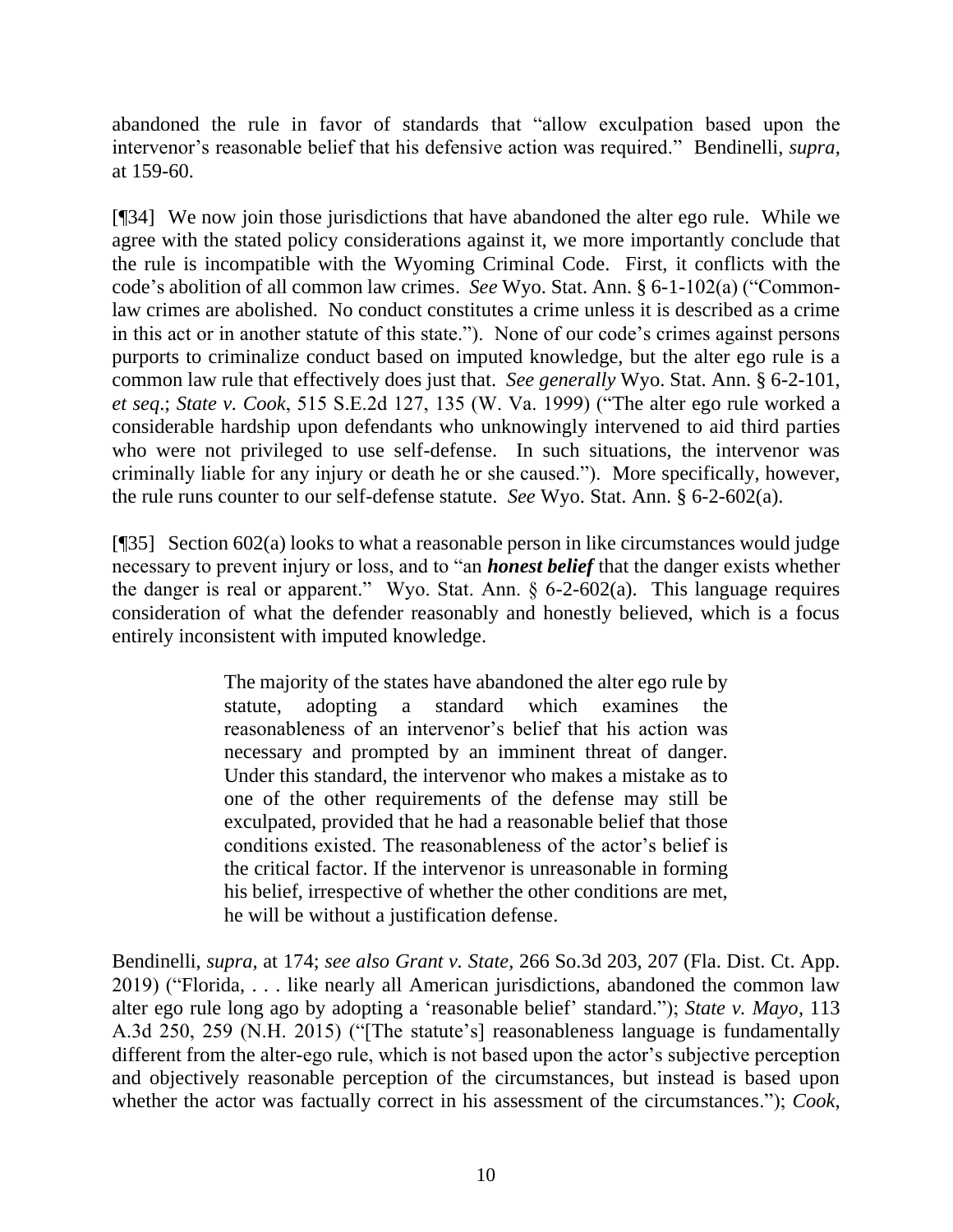abandoned the rule in favor of standards that "allow exculpation based upon the intervenor's reasonable belief that his defensive action was required." Bendinelli, *supra*, at 159-60.

[¶34] We now join those jurisdictions that have abandoned the alter ego rule. While we agree with the stated policy considerations against it, we more importantly conclude that the rule is incompatible with the Wyoming Criminal Code. First, it conflicts with the code's abolition of all common law crimes. *See* Wyo. Stat. Ann. § 6-1-102(a) ("Common-law crimes are abolished. No conduct constitutes a crime unless it is described as a crime in this act or in another statute of this state."). None of our code's crimes against persons purports to criminalize conduct based on imputed knowledge, but the alter ego rule is a common law rule that effectively does just that. *See generally* Wyo. Stat. Ann. § 6-2-101, *et seq*.; *State v. Cook*, 515 S.E.2d 127, 135 (W. Va. 1999) ("The alter ego rule worked a considerable hardship upon defendants who unknowingly intervened to aid third parties who were not privileged to use self-defense. In such situations, the intervenor was criminally liable for any injury or death he or she caused."). More specifically, however, the rule runs counter to our self-defense statute. *See* Wyo. Stat. Ann. § 6-2-602(a).

[¶35] Section 602(a) looks to what a reasonable person in like circumstances would judge necessary to prevent injury or loss, and to "an ***honest belief*** that the danger exists whether the danger is real or apparent." Wyo. Stat. Ann. § 6-2-602(a). This language requires consideration of what the defender reasonably and honestly believed, which is a focus entirely inconsistent with imputed knowledge.

> The majority of the states have abandoned the alter ego rule by statute, adopting a standard which examines the reasonableness of an intervenor's belief that his action was necessary and prompted by an imminent threat of danger. Under this standard, the intervenor who makes a mistake as to one of the other requirements of the defense may still be exculpated, provided that he had a reasonable belief that those conditions existed. The reasonableness of the actor's belief is the critical factor. If the intervenor is unreasonable in forming his belief, irrespective of whether the other conditions are met, he will be without a justification defense.

Bendinelli, *supra*, at 174; *see also Grant v. State*, 266 So.3d 203, 207 (Fla. Dist. Ct. App. 2019) ("Florida, . . . like nearly all American jurisdictions, abandoned the common law alter ego rule long ago by adopting a 'reasonable belief' standard."); *State v. Mayo*, 113 A.3d 250, 259 (N.H. 2015) ("[The statute's] reasonableness language is fundamentally different from the alter-ego rule, which is not based upon the actor's subjective perception and objectively reasonable perception of the circumstances, but instead is based upon whether the actor was factually correct in his assessment of the circumstances."); *Cook*,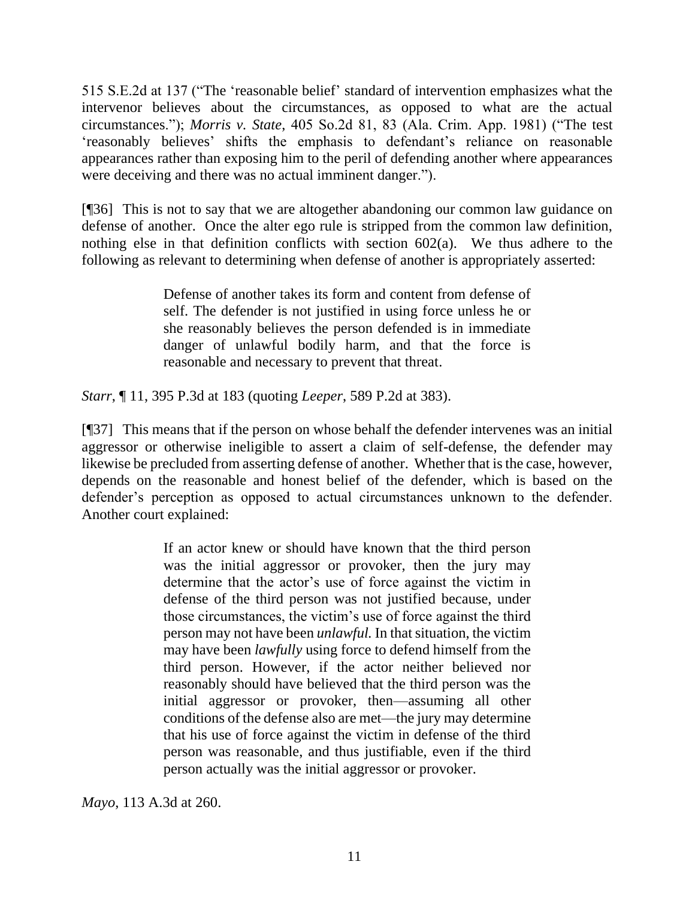515 S.E.2d at 137 ("The 'reasonable belief' standard of intervention emphasizes what the intervenor believes about the circumstances, as opposed to what are the actual circumstances."); *Morris v. State*, 405 So.2d 81, 83 (Ala. Crim. App. 1981) ("The test 'reasonably believes' shifts the emphasis to defendant's reliance on reasonable appearances rather than exposing him to the peril of defending another where appearances were deceiving and there was no actual imminent danger.").

[¶36] This is not to say that we are altogether abandoning our common law guidance on defense of another. Once the alter ego rule is stripped from the common law definition, nothing else in that definition conflicts with section 602(a). We thus adhere to the following as relevant to determining when defense of another is appropriately asserted:

> Defense of another takes its form and content from defense of self. The defender is not justified in using force unless he or she reasonably believes the person defended is in immediate danger of unlawful bodily harm, and that the force is reasonable and necessary to prevent that threat.

*Starr*, ¶ 11, 395 P.3d at 183 (quoting *Leeper*, 589 P.2d at 383).

[¶37] This means that if the person on whose behalf the defender intervenes was an initial aggressor or otherwise ineligible to assert a claim of self-defense, the defender may likewise be precluded from asserting defense of another. Whether that is the case, however, depends on the reasonable and honest belief of the defender, which is based on the defender's perception as opposed to actual circumstances unknown to the defender. Another court explained:

> If an actor knew or should have known that the third person was the initial aggressor or provoker, then the jury may determine that the actor's use of force against the victim in defense of the third person was not justified because, under those circumstances, the victim's use of force against the third person may not have been *unlawful.* In that situation, the victim may have been *lawfully* using force to defend himself from the third person. However, if the actor neither believed nor reasonably should have believed that the third person was the initial aggressor or provoker, then—assuming all other conditions of the defense also are met—the jury may determine that his use of force against the victim in defense of the third person was reasonable, and thus justifiable, even if the third person actually was the initial aggressor or provoker.

*Mayo*, 113 A.3d at 260.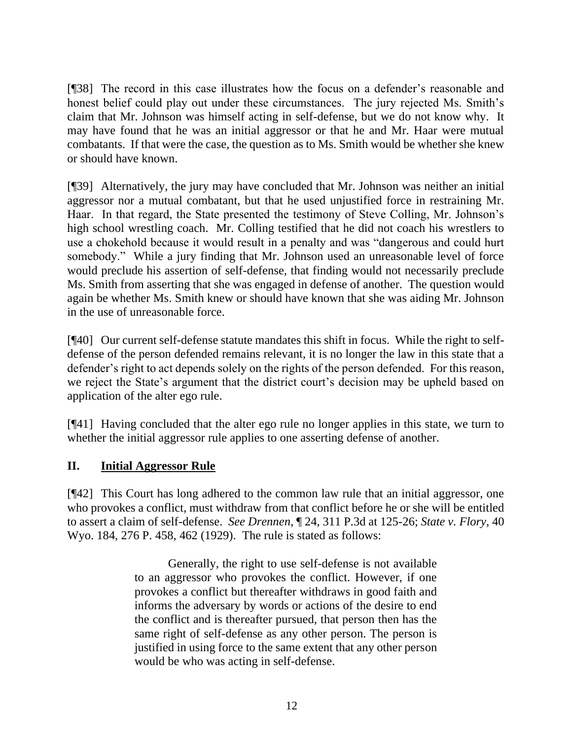[¶38] The record in this case illustrates how the focus on a defender's reasonable and honest belief could play out under these circumstances. The jury rejected Ms. Smith's claim that Mr. Johnson was himself acting in self-defense, but we do not know why. It may have found that he was an initial aggressor or that he and Mr. Haar were mutual combatants. If that were the case, the question as to Ms. Smith would be whether she knew or should have known.

[¶39] Alternatively, the jury may have concluded that Mr. Johnson was neither an initial aggressor nor a mutual combatant, but that he used unjustified force in restraining Mr. Haar. In that regard, the State presented the testimony of Steve Colling, Mr. Johnson's high school wrestling coach. Mr. Colling testified that he did not coach his wrestlers to use a chokehold because it would result in a penalty and was "dangerous and could hurt somebody." While a jury finding that Mr. Johnson used an unreasonable level of force would preclude his assertion of self-defense, that finding would not necessarily preclude Ms. Smith from asserting that she was engaged in defense of another. The question would again be whether Ms. Smith knew or should have known that she was aiding Mr. Johnson in the use of unreasonable force.

[¶40] Our current self-defense statute mandates this shift in focus. While the right to self-defense of the person defended remains relevant, it is no longer the law in this state that a defender's right to act depends solely on the rights of the person defended. For this reason, we reject the State's argument that the district court's decision may be upheld based on application of the alter ego rule.

[¶41] Having concluded that the alter ego rule no longer applies in this state, we turn to whether the initial aggressor rule applies to one asserting defense of another.

## II. Initial Aggressor Rule

[¶42] This Court has long adhered to the common law rule that an initial aggressor, one who provokes a conflict, must withdraw from that conflict before he or she will be entitled to assert a claim of self-defense. *See Drennen*, ¶ 24, 311 P.3d at 125-26; *State v. Flory*, 40 Wyo. 184, 276 P. 458, 462 (1929). The rule is stated as follows:

> Generally, the right to use self-defense is not available to an aggressor who provokes the conflict. However, if one provokes a conflict but thereafter withdraws in good faith and informs the adversary by words or actions of the desire to end the conflict and is thereafter pursued, that person then has the same right of self-defense as any other person. The person is justified in using force to the same extent that any other person would be who was acting in self-defense.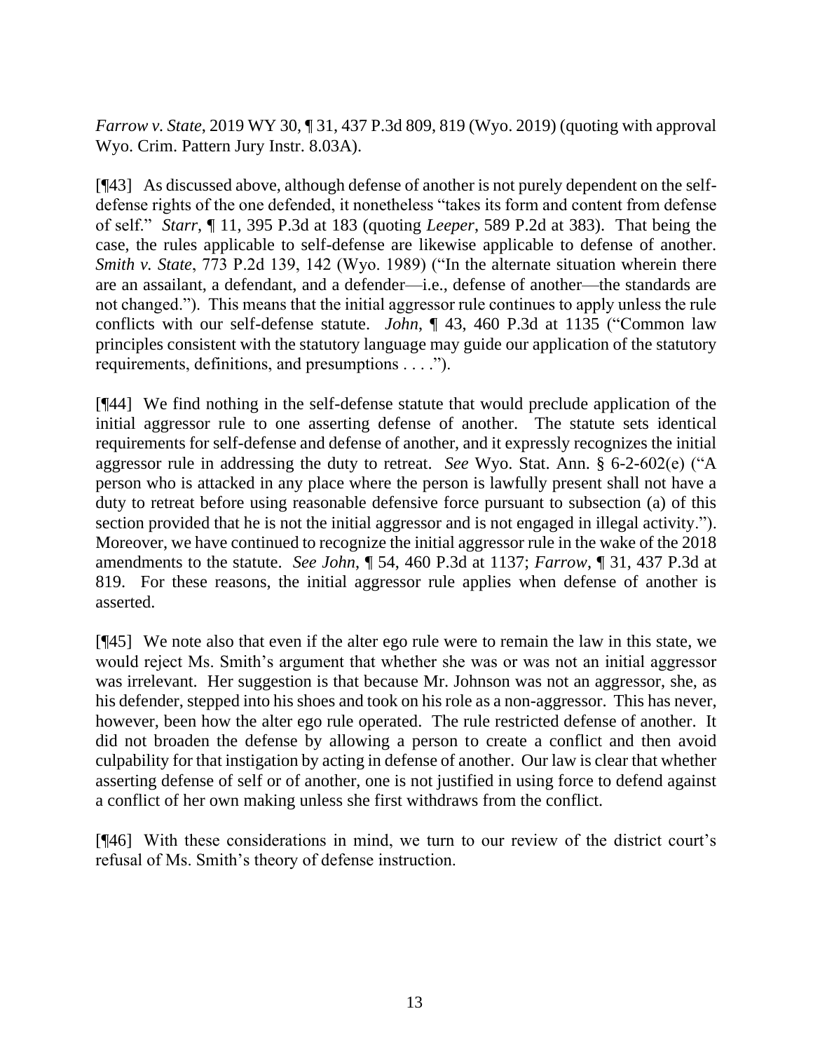*Farrow v. State*, 2019 WY 30, ¶ 31, 437 P.3d 809, 819 (Wyo. 2019) (quoting with approval Wyo. Crim. Pattern Jury Instr. 8.03A).

[¶43] As discussed above, although defense of another is not purely dependent on the self-defense rights of the one defended, it nonetheless "takes its form and content from defense of self." *Starr*, ¶ 11, 395 P.3d at 183 (quoting *Leeper*, 589 P.2d at 383). That being the case, the rules applicable to self-defense are likewise applicable to defense of another. *Smith v. State*, 773 P.2d 139, 142 (Wyo. 1989) ("In the alternate situation wherein there are an assailant, a defendant, and a defender—i.e., defense of another—the standards are not changed."). This means that the initial aggressor rule continues to apply unless the rule conflicts with our self-defense statute. *John*, ¶ 43, 460 P.3d at 1135 ("Common law principles consistent with the statutory language may guide our application of the statutory requirements, definitions, and presumptions . . . .").

[¶44] We find nothing in the self-defense statute that would preclude application of the initial aggressor rule to one asserting defense of another. The statute sets identical requirements for self-defense and defense of another, and it expressly recognizes the initial aggressor rule in addressing the duty to retreat. *See* Wyo. Stat. Ann. § 6-2-602(e) ("A person who is attacked in any place where the person is lawfully present shall not have a duty to retreat before using reasonable defensive force pursuant to subsection (a) of this section provided that he is not the initial aggressor and is not engaged in illegal activity."). Moreover, we have continued to recognize the initial aggressor rule in the wake of the 2018 amendments to the statute. *See John*, ¶ 54, 460 P.3d at 1137; *Farrow*, ¶ 31, 437 P.3d at 819. For these reasons, the initial aggressor rule applies when defense of another is asserted.

[¶45] We note also that even if the alter ego rule were to remain the law in this state, we would reject Ms. Smith's argument that whether she was or was not an initial aggressor was irrelevant. Her suggestion is that because Mr. Johnson was not an aggressor, she, as his defender, stepped into his shoes and took on his role as a non-aggressor. This has never, however, been how the alter ego rule operated. The rule restricted defense of another. It did not broaden the defense by allowing a person to create a conflict and then avoid culpability for that instigation by acting in defense of another. Our law is clear that whether asserting defense of self or of another, one is not justified in using force to defend against a conflict of her own making unless she first withdraws from the conflict.

[¶46] With these considerations in mind, we turn to our review of the district court's refusal of Ms. Smith's theory of defense instruction.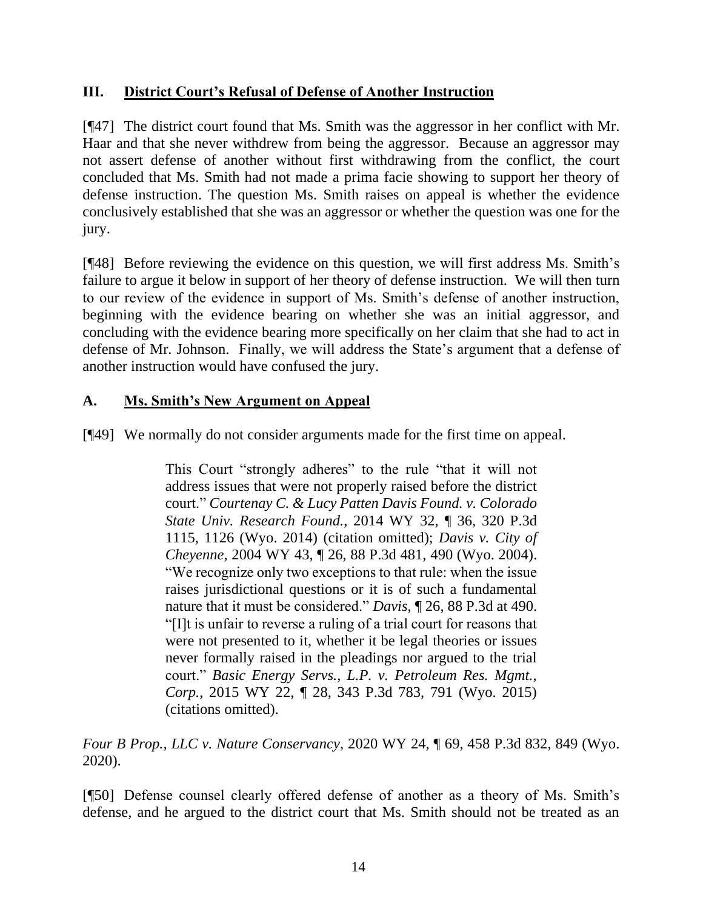## III. District Court's Refusal of Defense of Another Instruction

[¶47] The district court found that Ms. Smith was the aggressor in her conflict with Mr. Haar and that she never withdrew from being the aggressor. Because an aggressor may not assert defense of another without first withdrawing from the conflict, the court concluded that Ms. Smith had not made a prima facie showing to support her theory of defense instruction. The question Ms. Smith raises on appeal is whether the evidence conclusively established that she was an aggressor or whether the question was one for the jury.

[¶48] Before reviewing the evidence on this question, we will first address Ms. Smith's failure to argue it below in support of her theory of defense instruction. We will then turn to our review of the evidence in support of Ms. Smith's defense of another instruction, beginning with the evidence bearing on whether she was an initial aggressor, and concluding with the evidence bearing more specifically on her claim that she had to act in defense of Mr. Johnson. Finally, we will address the State's argument that a defense of another instruction would have confused the jury.

### A. Ms. Smith's New Argument on Appeal

[¶49] We normally do not consider arguments made for the first time on appeal.

> This Court "strongly adheres" to the rule "that it will not address issues that were not properly raised before the district court." *Courtenay C. & Lucy Patten Davis Found. v. Colorado State Univ. Research Found.*, 2014 WY 32, ¶ 36, 320 P.3d 1115, 1126 (Wyo. 2014) (citation omitted); *Davis v. City of Cheyenne*, 2004 WY 43, ¶ 26, 88 P.3d 481, 490 (Wyo. 2004). "We recognize only two exceptions to that rule: when the issue raises jurisdictional questions or it is of such a fundamental nature that it must be considered." *Davis*, ¶ 26, 88 P.3d at 490. "[I]t is unfair to reverse a ruling of a trial court for reasons that were not presented to it, whether it be legal theories or issues never formally raised in the pleadings nor argued to the trial court." *Basic Energy Servs., L.P. v. Petroleum Res. Mgmt., Corp.*, 2015 WY 22, ¶ 28, 343 P.3d 783, 791 (Wyo. 2015) (citations omitted).

*Four B Prop., LLC v. Nature Conservancy*, 2020 WY 24, ¶ 69, 458 P.3d 832, 849 (Wyo. 2020).

[¶50] Defense counsel clearly offered defense of another as a theory of Ms. Smith's defense, and he argued to the district court that Ms. Smith should not be treated as an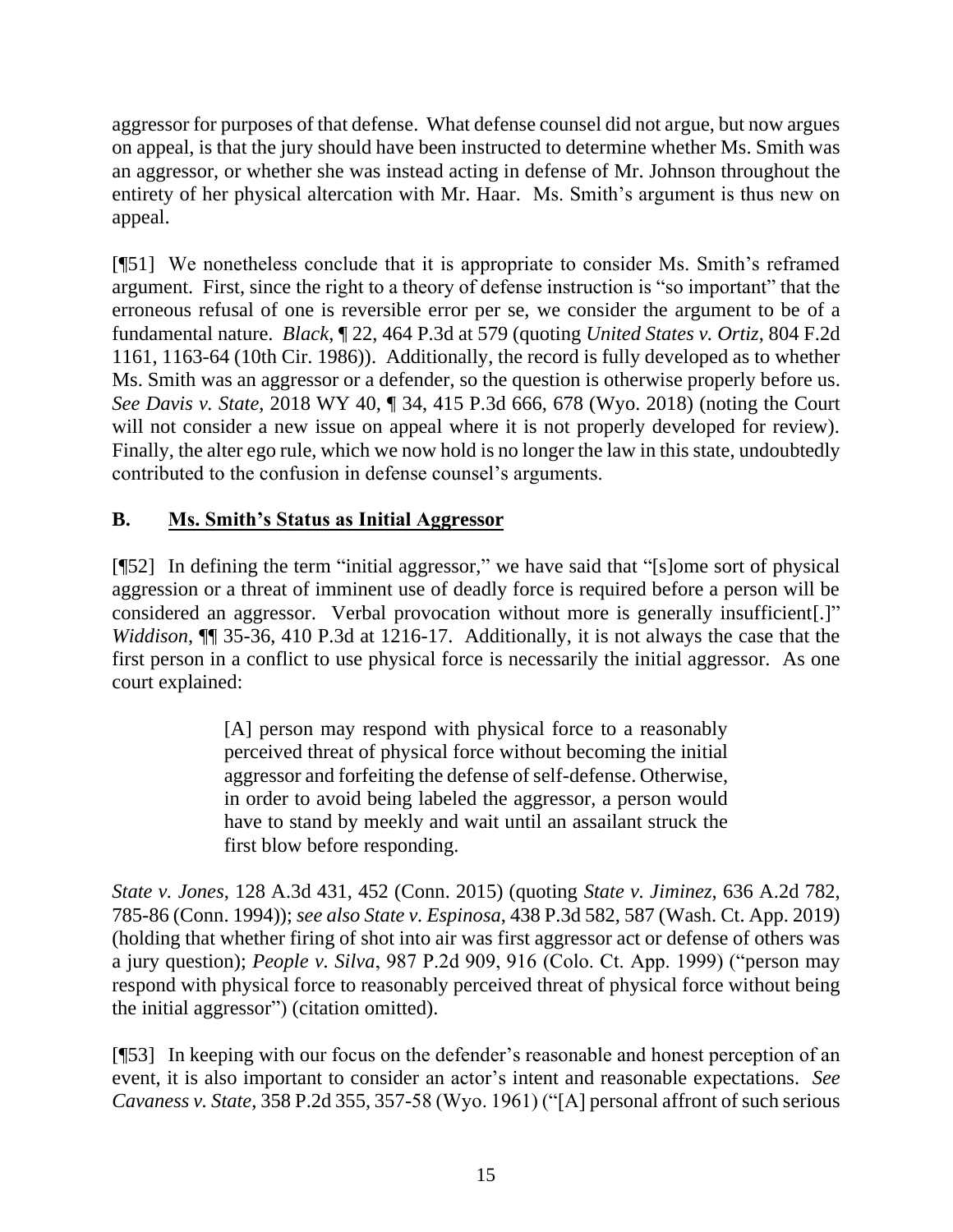aggressor for purposes of that defense. What defense counsel did not argue, but now argues on appeal, is that the jury should have been instructed to determine whether Ms. Smith was an aggressor, or whether she was instead acting in defense of Mr. Johnson throughout the entirety of her physical altercation with Mr. Haar. Ms. Smith's argument is thus new on appeal.

[¶51] We nonetheless conclude that it is appropriate to consider Ms. Smith's reframed argument. First, since the right to a theory of defense instruction is "so important" that the erroneous refusal of one is reversible error per se, we consider the argument to be of a fundamental nature. *Black*, ¶ 22, 464 P.3d at 579 (quoting *United States v. Ortiz*, 804 F.2d 1161, 1163-64 (10th Cir. 1986)). Additionally, the record is fully developed as to whether Ms. Smith was an aggressor or a defender, so the question is otherwise properly before us. *See Davis v. State*, 2018 WY 40, ¶ 34, 415 P.3d 666, 678 (Wyo. 2018) (noting the Court will not consider a new issue on appeal where it is not properly developed for review). Finally, the alter ego rule, which we now hold is no longer the law in this state, undoubtedly contributed to the confusion in defense counsel's arguments.

## B. <u>Ms. Smith's Status as Initial Aggressor</u>

[¶52] In defining the term "initial aggressor," we have said that "[s]ome sort of physical aggression or a threat of imminent use of deadly force is required before a person will be considered an aggressor. Verbal provocation without more is generally insufficient[.]" *Widdison*, ¶¶ 35-36, 410 P.3d at 1216-17. Additionally, it is not always the case that the first person in a conflict to use physical force is necessarily the initial aggressor. As one court explained:

> [A] person may respond with physical force to a reasonably perceived threat of physical force without becoming the initial aggressor and forfeiting the defense of self-defense. Otherwise, in order to avoid being labeled the aggressor, a person would have to stand by meekly and wait until an assailant struck the first blow before responding.

*State v. Jones*, 128 A.3d 431, 452 (Conn. 2015) (quoting *State v. Jiminez*, 636 A.2d 782, 785-86 (Conn. 1994)); *see also State v. Espinosa*, 438 P.3d 582, 587 (Wash. Ct. App. 2019) (holding that whether firing of shot into air was first aggressor act or defense of others was a jury question); *People v. Silva*, 987 P.2d 909, 916 (Colo. Ct. App. 1999) ("person may respond with physical force to reasonably perceived threat of physical force without being the initial aggressor") (citation omitted).

[¶53] In keeping with our focus on the defender's reasonable and honest perception of an event, it is also important to consider an actor's intent and reasonable expectations. *See Cavaness v. State*, 358 P.2d 355, 357-58 (Wyo. 1961) ("[A] personal affront of such serious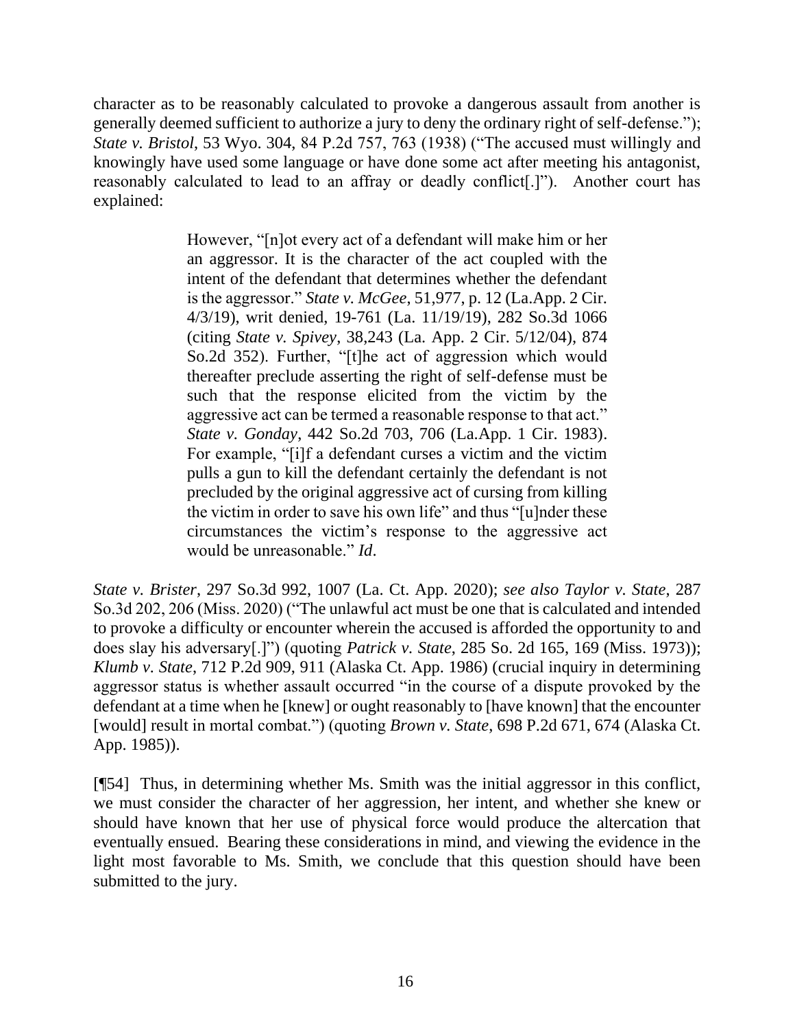character as to be reasonably calculated to provoke a dangerous assault from another is generally deemed sufficient to authorize a jury to deny the ordinary right of self-defense."); *State v. Bristol*, 53 Wyo. 304, 84 P.2d 757, 763 (1938) ("The accused must willingly and knowingly have used some language or have done some act after meeting his antagonist, reasonably calculated to lead to an affray or deadly conflict[.]"). Another court has explained:

> However, "[n]ot every act of a defendant will make him or her an aggressor. It is the character of the act coupled with the intent of the defendant that determines whether the defendant is the aggressor." *State v. McGee*, 51,977, p. 12 (La.App. 2 Cir. 4/3/19), writ denied, 19-761 (La. 11/19/19), 282 So.3d 1066 (citing *State v. Spivey*, 38,243 (La. App. 2 Cir. 5/12/04), 874 So.2d 352). Further, "[t]he act of aggression which would thereafter preclude asserting the right of self-defense must be such that the response elicited from the victim by the aggressive act can be termed a reasonable response to that act." *State v. Gonday*, 442 So.2d 703, 706 (La.App. 1 Cir. 1983). For example, "[i]f a defendant curses a victim and the victim pulls a gun to kill the defendant certainly the defendant is not precluded by the original aggressive act of cursing from killing the victim in order to save his own life" and thus "[u]nder these circumstances the victim's response to the aggressive act would be unreasonable." *Id*.

*State v. Brister*, 297 So.3d 992, 1007 (La. Ct. App. 2020); *see also Taylor v. State*, 287 So.3d 202, 206 (Miss. 2020) ("The unlawful act must be one that is calculated and intended to provoke a difficulty or encounter wherein the accused is afforded the opportunity to and does slay his adversary[.]") (quoting *Patrick v. State*, 285 So. 2d 165, 169 (Miss. 1973)); *Klumb v. State*, 712 P.2d 909, 911 (Alaska Ct. App. 1986) (crucial inquiry in determining aggressor status is whether assault occurred "in the course of a dispute provoked by the defendant at a time when he [knew] or ought reasonably to [have known] that the encounter [would] result in mortal combat.") (quoting *Brown v. State*, 698 P.2d 671, 674 (Alaska Ct. App. 1985)).

[¶54] Thus, in determining whether Ms. Smith was the initial aggressor in this conflict, we must consider the character of her aggression, her intent, and whether she knew or should have known that her use of physical force would produce the altercation that eventually ensued. Bearing these considerations in mind, and viewing the evidence in the light most favorable to Ms. Smith, we conclude that this question should have been submitted to the jury.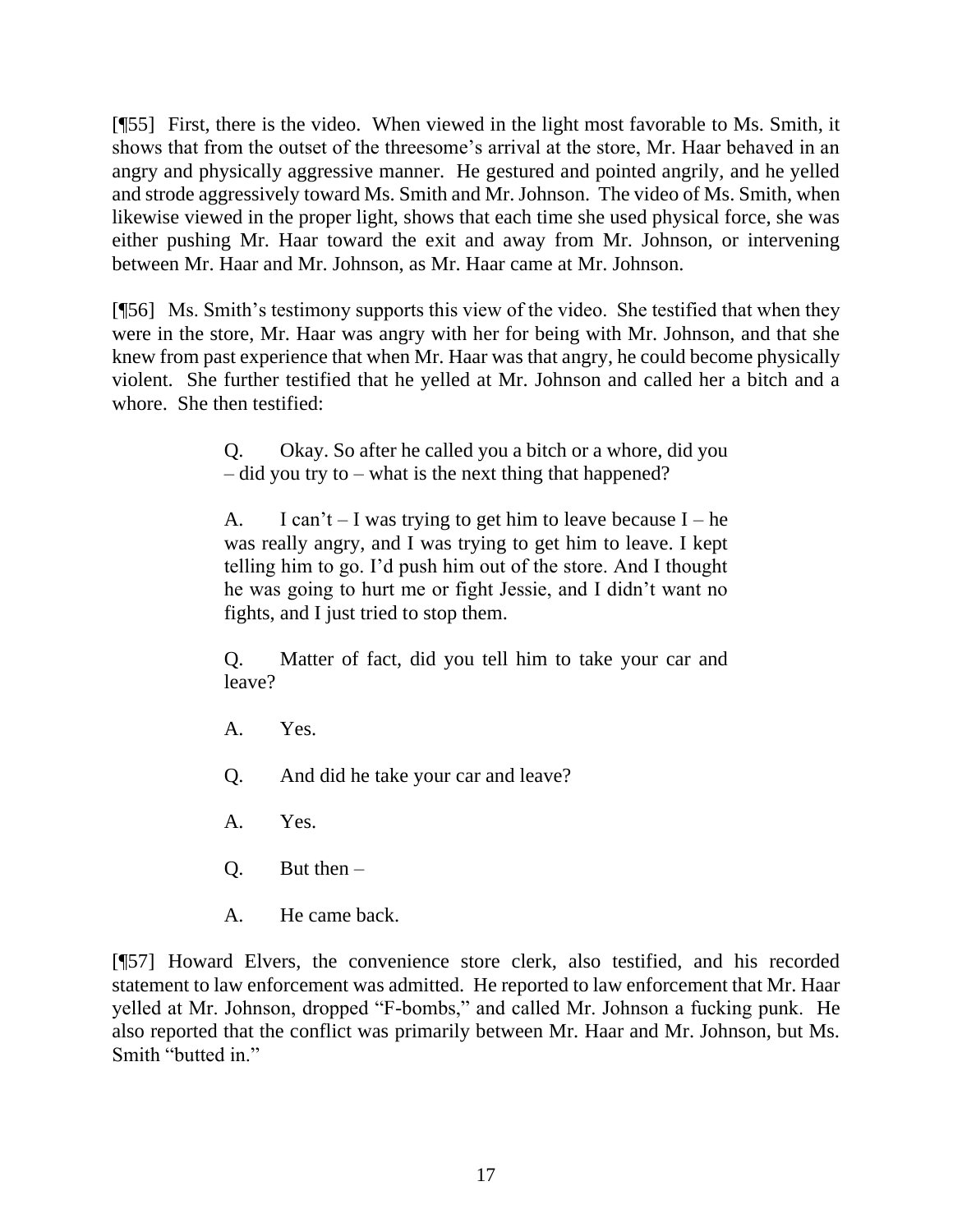[¶55] First, there is the video. When viewed in the light most favorable to Ms. Smith, it shows that from the outset of the threesome's arrival at the store, Mr. Haar behaved in an angry and physically aggressive manner. He gestured and pointed angrily, and he yelled and strode aggressively toward Ms. Smith and Mr. Johnson. The video of Ms. Smith, when likewise viewed in the proper light, shows that each time she used physical force, she was either pushing Mr. Haar toward the exit and away from Mr. Johnson, or intervening between Mr. Haar and Mr. Johnson, as Mr. Haar came at Mr. Johnson.

[¶56] Ms. Smith's testimony supports this view of the video. She testified that when they were in the store, Mr. Haar was angry with her for being with Mr. Johnson, and that she knew from past experience that when Mr. Haar was that angry, he could become physically violent. She further testified that he yelled at Mr. Johnson and called her a bitch and a whore. She then testified:

> Q. Okay. So after he called you a bitch or a whore, did you – did you try to – what is the next thing that happened?
>
> A. I can't – I was trying to get him to leave because I – he was really angry, and I was trying to get him to leave. I kept telling him to go. I'd push him out of the store. And I thought he was going to hurt me or fight Jessie, and I didn't want no fights, and I just tried to stop them.
>
> Q. Matter of fact, did you tell him to take your car and leave?
>
> A. Yes.
>
> Q. And did he take your car and leave?
>
> A. Yes.
>
> Q. But then –
>
> A. He came back.

[¶57] Howard Elvers, the convenience store clerk, also testified, and his recorded statement to law enforcement was admitted. He reported to law enforcement that Mr. Haar yelled at Mr. Johnson, dropped "F-bombs," and called Mr. Johnson a fucking punk. He also reported that the conflict was primarily between Mr. Haar and Mr. Johnson, but Ms. Smith "butted in."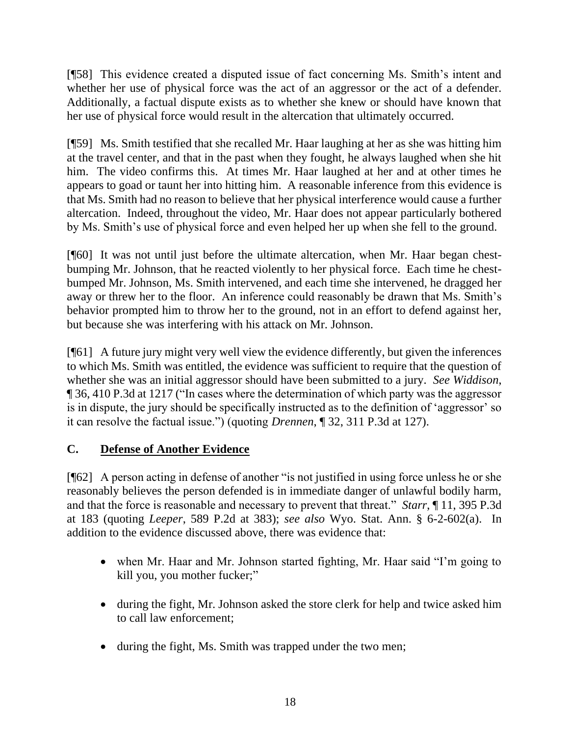[¶58] This evidence created a disputed issue of fact concerning Ms. Smith's intent and whether her use of physical force was the act of an aggressor or the act of a defender. Additionally, a factual dispute exists as to whether she knew or should have known that her use of physical force would result in the altercation that ultimately occurred.

[¶59] Ms. Smith testified that she recalled Mr. Haar laughing at her as she was hitting him at the travel center, and that in the past when they fought, he always laughed when she hit him. The video confirms this. At times Mr. Haar laughed at her and at other times he appears to goad or taunt her into hitting him. A reasonable inference from this evidence is that Ms. Smith had no reason to believe that her physical interference would cause a further altercation. Indeed, throughout the video, Mr. Haar does not appear particularly bothered by Ms. Smith's use of physical force and even helped her up when she fell to the ground.

[¶60] It was not until just before the ultimate altercation, when Mr. Haar began chest-bumping Mr. Johnson, that he reacted violently to her physical force. Each time he chest-bumped Mr. Johnson, Ms. Smith intervened, and each time she intervened, he dragged her away or threw her to the floor. An inference could reasonably be drawn that Ms. Smith's behavior prompted him to throw her to the ground, not in an effort to defend against her, but because she was interfering with his attack on Mr. Johnson.

[¶61] A future jury might very well view the evidence differently, but given the inferences to which Ms. Smith was entitled, the evidence was sufficient to require that the question of whether she was an initial aggressor should have been submitted to a jury. *See Widdison*, ¶ 36, 410 P.3d at 1217 ("In cases where the determination of which party was the aggressor is in dispute, the jury should be specifically instructed as to the definition of 'aggressor' so it can resolve the factual issue.") (quoting *Drennen*, ¶ 32, 311 P.3d at 127).

### C. Defense of Another Evidence

[¶62] A person acting in defense of another "is not justified in using force unless he or she reasonably believes the person defended is in immediate danger of unlawful bodily harm, and that the force is reasonable and necessary to prevent that threat." *Starr*, ¶ 11, 395 P.3d at 183 (quoting *Leeper*, 589 P.2d at 383); *see also* Wyo. Stat. Ann. § 6-2-602(a). In addition to the evidence discussed above, there was evidence that:

- when Mr. Haar and Mr. Johnson started fighting, Mr. Haar said "I'm going to kill you, you mother fucker;"
- during the fight, Mr. Johnson asked the store clerk for help and twice asked him to call law enforcement;
- during the fight, Ms. Smith was trapped under the two men;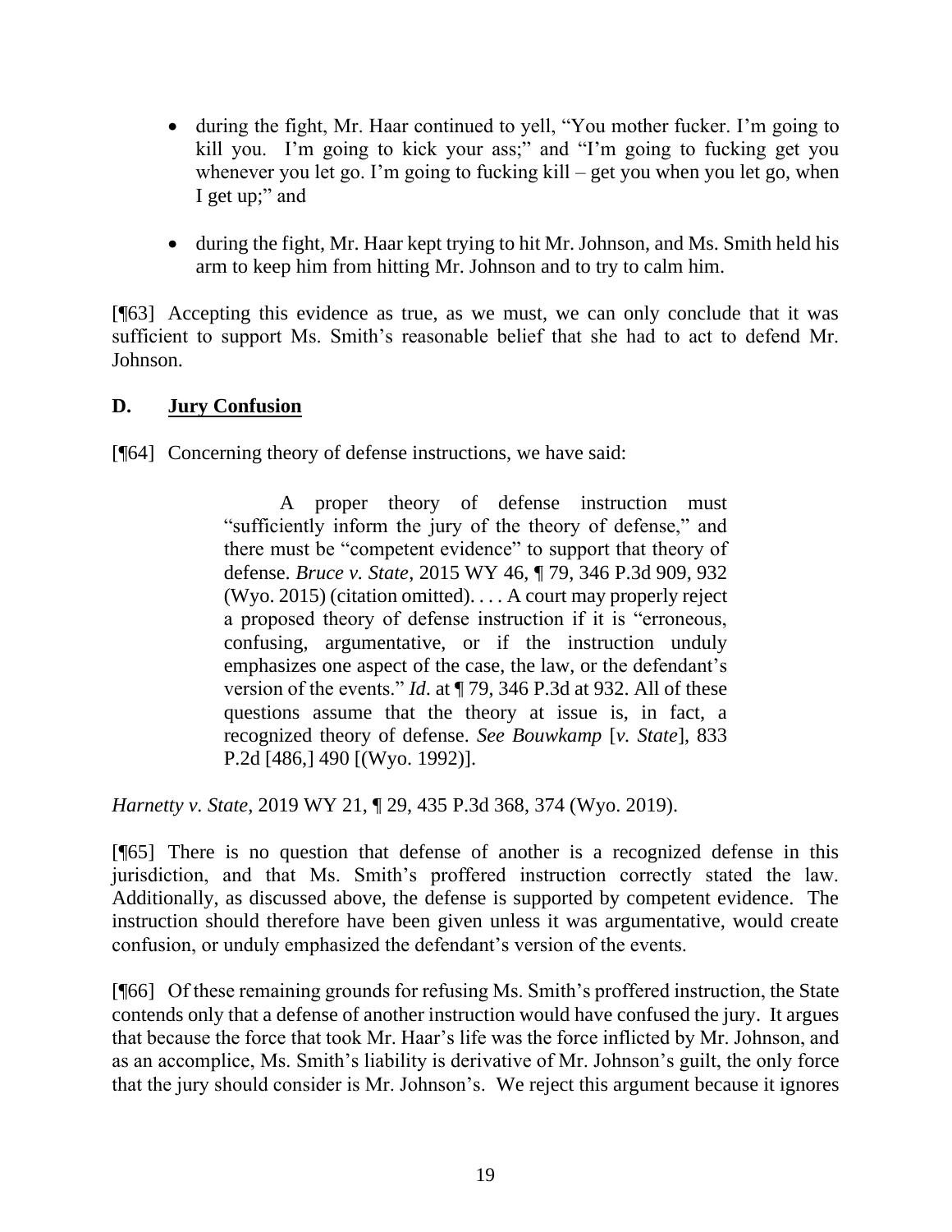- during the fight, Mr. Haar continued to yell, "You mother fucker. I'm going to kill you. I'm going to kick your ass;" and "I'm going to fucking get you whenever you let go. I'm going to fucking kill – get you when you let go, when I get up;" and

- during the fight, Mr. Haar kept trying to hit Mr. Johnson, and Ms. Smith held his arm to keep him from hitting Mr. Johnson and to try to calm him.

[¶63] Accepting this evidence as true, as we must, we can only conclude that it was sufficient to support Ms. Smith's reasonable belief that she had to act to defend Mr. Johnson.

## D. <u>Jury Confusion</u>

[¶64] Concerning theory of defense instructions, we have said:

> A proper theory of defense instruction must "sufficiently inform the jury of the theory of defense," and there must be "competent evidence" to support that theory of defense. *Bruce v. State*, 2015 WY 46, ¶ 79, 346 P.3d 909, 932 (Wyo. 2015) (citation omitted). . . . A court may properly reject a proposed theory of defense instruction if it is "erroneous, confusing, argumentative, or if the instruction unduly emphasizes one aspect of the case, the law, or the defendant's version of the events." *Id.* at ¶ 79, 346 P.3d at 932. All of these questions assume that the theory at issue is, in fact, a recognized theory of defense. *See Bouwkamp* [*v. State*], 833 P.2d [486,] 490 [(Wyo. 1992)].

*Harnetty v. State*, 2019 WY 21, ¶ 29, 435 P.3d 368, 374 (Wyo. 2019).

[¶65] There is no question that defense of another is a recognized defense in this jurisdiction, and that Ms. Smith's proffered instruction correctly stated the law. Additionally, as discussed above, the defense is supported by competent evidence. The instruction should therefore have been given unless it was argumentative, would create confusion, or unduly emphasized the defendant's version of the events.

[¶66] Of these remaining grounds for refusing Ms. Smith's proffered instruction, the State contends only that a defense of another instruction would have confused the jury. It argues that because the force that took Mr. Haar's life was the force inflicted by Mr. Johnson, and as an accomplice, Ms. Smith's liability is derivative of Mr. Johnson's guilt, the only force that the jury should consider is Mr. Johnson's. We reject this argument because it ignores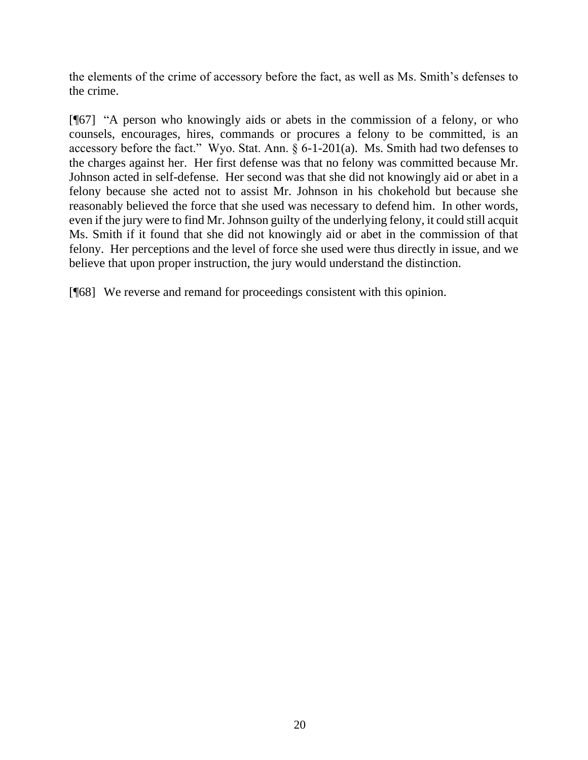the elements of the crime of accessory before the fact, as well as Ms. Smith's defenses to the crime.

[¶67] "A person who knowingly aids or abets in the commission of a felony, or who counsels, encourages, hires, commands or procures a felony to be committed, is an accessory before the fact." Wyo. Stat. Ann. § 6-1-201(a). Ms. Smith had two defenses to the charges against her. Her first defense was that no felony was committed because Mr. Johnson acted in self-defense. Her second was that she did not knowingly aid or abet in a felony because she acted not to assist Mr. Johnson in his chokehold but because she reasonably believed the force that she used was necessary to defend him. In other words, even if the jury were to find Mr. Johnson guilty of the underlying felony, it could still acquit Ms. Smith if it found that she did not knowingly aid or abet in the commission of that felony. Her perceptions and the level of force she used were thus directly in issue, and we believe that upon proper instruction, the jury would understand the distinction.

[¶68] We reverse and remand for proceedings consistent with this opinion.